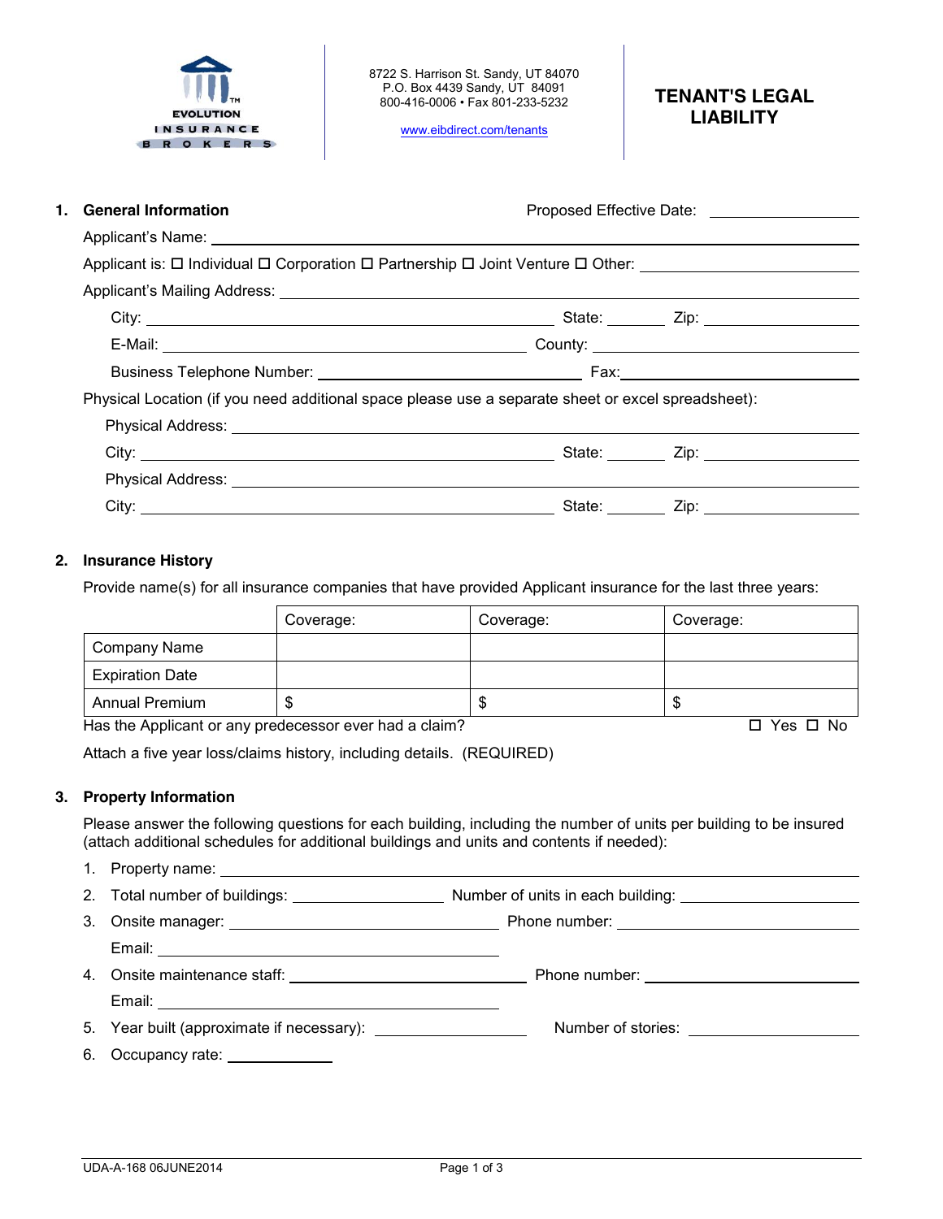EVOLUTION INSURANCE BROKERS

8722 S. Harrison St. Sandy, UT 84070
P.O. Box 4439 Sandy, UT 84091
800-416-0006 • Fax 801-233-5232

www.eibdirect.com/tenants

# TENANT'S LEGAL LIABILITY

## 1. General Information

Proposed Effective Date: ____________________

Applicant's Name: ____________________

Applicant is: ☐ Individual ☐ Corporation ☐ Partnership ☐ Joint Venture ☐ Other: ____________________

Applicant's Mailing Address: ____________________

City: ____________________ State: ________ Zip: ____________________

E-Mail: ____________________ County: ____________________

Business Telephone Number: ____________________ Fax: ____________________

Physical Location (if you need additional space please use a separate sheet or excel spreadsheet):

Physical Address: ____________________

City: ____________________ State: ________ Zip: ____________________

Physical Address: ____________________

City: ____________________ State: ________ Zip: ____________________

## 2. Insurance History

Provide name(s) for all insurance companies that have provided Applicant insurance for the last three years:

| | Coverage: | Coverage: | Coverage: |
|---|---|---|---|
| Company Name | | | |
| Expiration Date | | | |
| Annual Premium | $ | $ | $ |

Has the Applicant or any predecessor ever had a claim? ☐ Yes ☐ No

Attach a five year loss/claims history, including details. (REQUIRED)

## 3. Property Information

Please answer the following questions for each building, including the number of units per building to be insured (attach additional schedules for additional buildings and units and contents if needed):

1. Property name: ____________________
2. Total number of buildings: ____________________ Number of units in each building: ____________________
3. Onsite manager: ____________________ Phone number: ____________________
   Email: ____________________
4. Onsite maintenance staff: ____________________ Phone number: ____________________
   Email: ____________________
5. Year built (approximate if necessary): ____________________ Number of stories: ____________________
6. Occupancy rate: ______________

UDA-A-168 06JUNE2014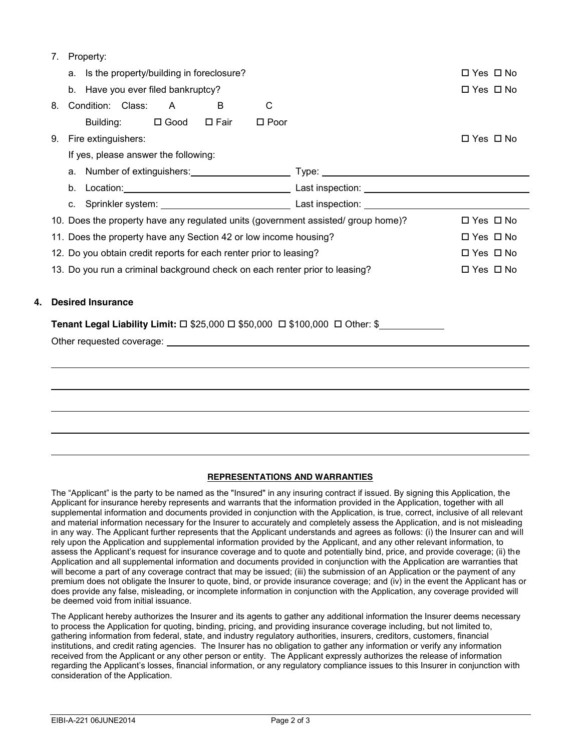7. Property:
   a. Is the property/building in foreclosure? ☐ Yes ☐ No
   b. Have you ever filed bankruptcy? ☐ Yes ☐ No
8. Condition: Class: A B C
   Building: ☐ Good ☐ Fair ☐ Poor
9. Fire extinguishers: ☐ Yes ☐ No
   If yes, please answer the following:
   a. Number of extinguishers: ____________ Type: ____________
   b. Location: ____________ Last inspection: ____________
   c. Sprinkler system: ____________ Last inspection: ____________
10. Does the property have any regulated units (government assisted/ group home)? ☐ Yes ☐ No
11. Does the property have any Section 42 or low income housing? ☐ Yes ☐ No
12. Do you obtain credit reports for each renter prior to leasing? ☐ Yes ☐ No
13. Do you run a criminal background check on each renter prior to leasing? ☐ Yes ☐ No

## 4. Desired Insurance

**Tenant Legal Liability Limit:** ☐ $25,000 ☐ $50,000 ☐ $100,000 ☐ Other: $____________

Other requested coverage: ____________________________________________

____________________________________________

____________________________________________

____________________________________________

____________________________________________

____________________________________________

### REPRESENTATIONS AND WARRANTIES

The "Applicant" is the party to be named as the "Insured" in any insuring contract if issued. By signing this Application, the Applicant for insurance hereby represents and warrants that the information provided in the Application, together with all supplemental information and documents provided in conjunction with the Application, is true, correct, inclusive of all relevant and material information necessary for the Insurer to accurately and completely assess the Application, and is not misleading in any way. The Applicant further represents that the Applicant understands and agrees as follows: (i) the Insurer can and will rely upon the Application and supplemental information provided by the Applicant, and any other relevant information, to assess the Applicant's request for insurance coverage and to quote and potentially bind, price, and provide coverage; (ii) the Application and all supplemental information and documents provided in conjunction with the Application are warranties that will become a part of any coverage contract that may be issued; (iii) the submission of an Application or the payment of any premium does not obligate the Insurer to quote, bind, or provide insurance coverage; and (iv) in the event the Applicant has or does provide any false, misleading, or incomplete information in conjunction with the Application, any coverage provided will be deemed void from initial issuance.

The Applicant hereby authorizes the Insurer and its agents to gather any additional information the Insurer deems necessary to process the Application for quoting, binding, pricing, and providing insurance coverage including, but not limited to, gathering information from federal, state, and industry regulatory authorities, insurers, creditors, customers, financial institutions, and credit rating agencies. The Insurer has no obligation to gather any information or verify any information received from the Applicant or any other person or entity. The Applicant expressly authorizes the release of information regarding the Applicant's losses, financial information, or any regulatory compliance issues to this Insurer in conjunction with consideration of the Application.

EIBI-A-221 06JUNE2014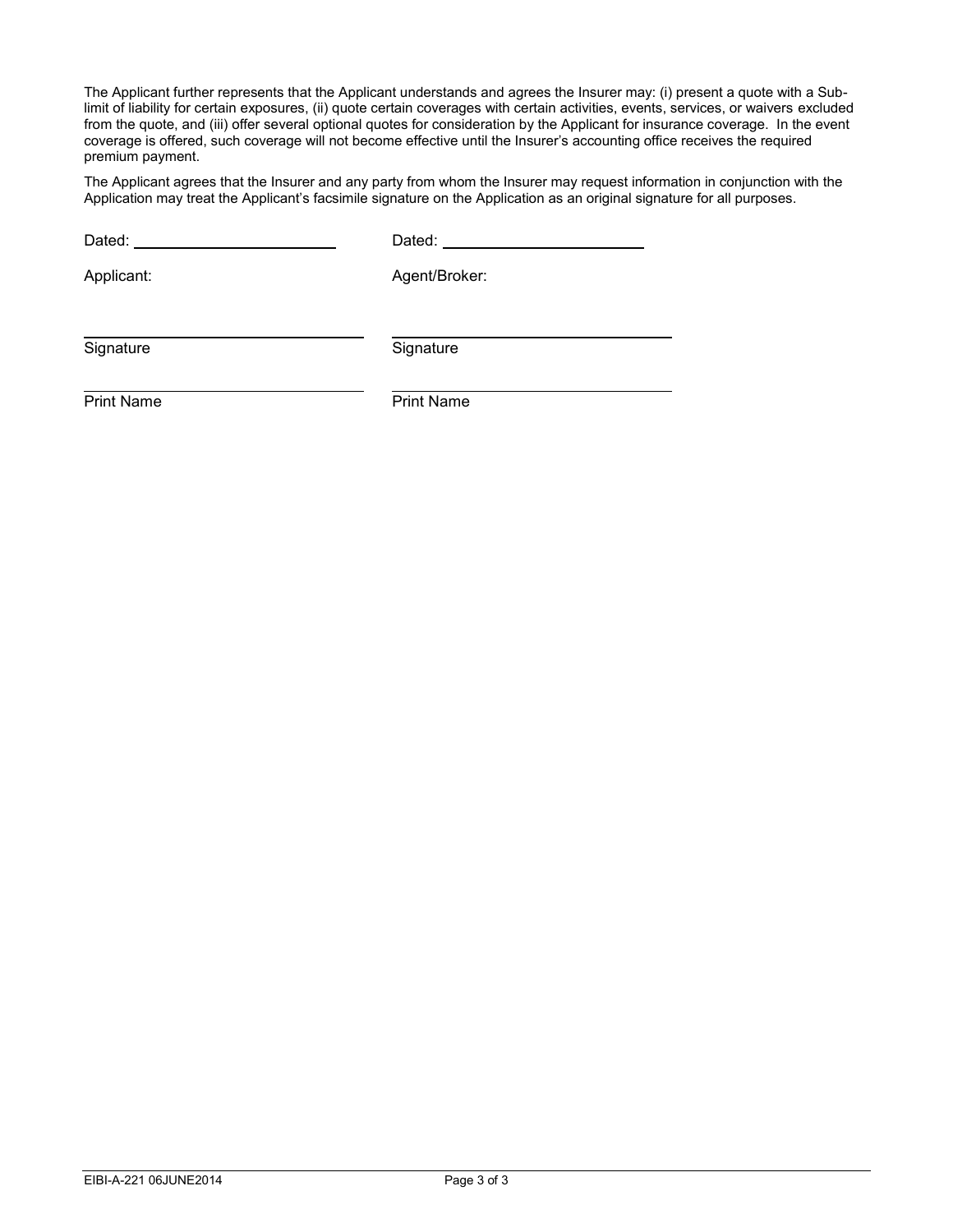The Applicant further represents that the Applicant understands and agrees the Insurer may: (i) present a quote with a Sub-limit of liability for certain exposures, (ii) quote certain coverages with certain activities, events, services, or waivers excluded from the quote, and (iii) offer several optional quotes for consideration by the Applicant for insurance coverage. In the event coverage is offered, such coverage will not become effective until the Insurer's accounting office receives the required premium payment.

The Applicant agrees that the Insurer and any party from whom the Insurer may request information in conjunction with the Application may treat the Applicant's facsimile signature on the Application as an original signature for all purposes.

| | |
|---|---|
| Dated: ______________________ | Dated: ______________________ |
| Applicant: | Agent/Broker: |
| ______________________________ | ______________________________ |
| Signature | Signature |
| ______________________________ | ______________________________ |
| Print Name | Print Name |

EIBI-A-221 06JUNE2014